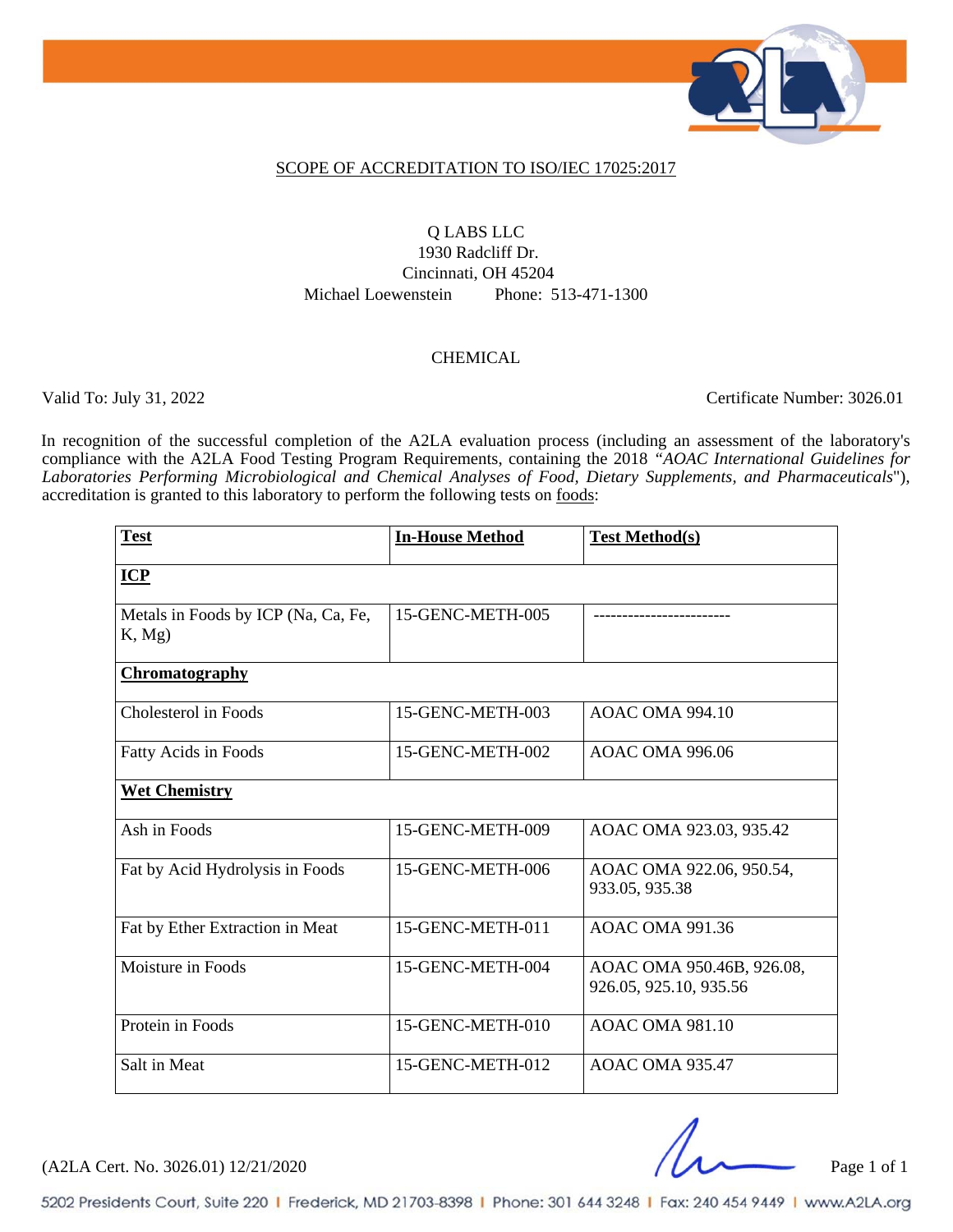## SCOPE OF ACCREDITATION TO ISO/IEC 17025:2017

Q LABS LLC
1930 Radcliff Dr.
Cincinnati, OH 45204
Michael Loewenstein Phone: 513-471-1300

CHEMICAL

Valid To: July 31, 2022 Certificate Number: 3026.01

In recognition of the successful completion of the A2LA evaluation process (including an assessment of the laboratory's compliance with the A2LA Food Testing Program Requirements, containing the 2018 *"AOAC International Guidelines for Laboratories Performing Microbiological and Chemical Analyses of Food, Dietary Supplements, and Pharmaceuticals*"), accreditation is granted to this laboratory to perform the following tests on foods:

| **Test** | **In-House Method** | **Test Method(s)** |
|---|---|---|
| **ICP** | | |
| Metals in Foods by ICP (Na, Ca, Fe, K, Mg) | 15-GENC-METH-005 | ----------------------- |
| **Chromatography** | | |
| Cholesterol in Foods | 15-GENC-METH-003 | AOAC OMA 994.10 |
| Fatty Acids in Foods | 15-GENC-METH-002 | AOAC OMA 996.06 |
| **Wet Chemistry** | | |
| Ash in Foods | 15-GENC-METH-009 | AOAC OMA 923.03, 935.42 |
| Fat by Acid Hydrolysis in Foods | 15-GENC-METH-006 | AOAC OMA 922.06, 950.54, 933.05, 935.38 |
| Fat by Ether Extraction in Meat | 15-GENC-METH-011 | AOAC OMA 991.36 |
| Moisture in Foods | 15-GENC-METH-004 | AOAC OMA 950.46B, 926.08, 926.05, 925.10, 935.56 |
| Protein in Foods | 15-GENC-METH-010 | AOAC OMA 981.10 |
| Salt in Meat | 15-GENC-METH-012 | AOAC OMA 935.47 |

(A2LA Cert. No. 3026.01) 12/21/2020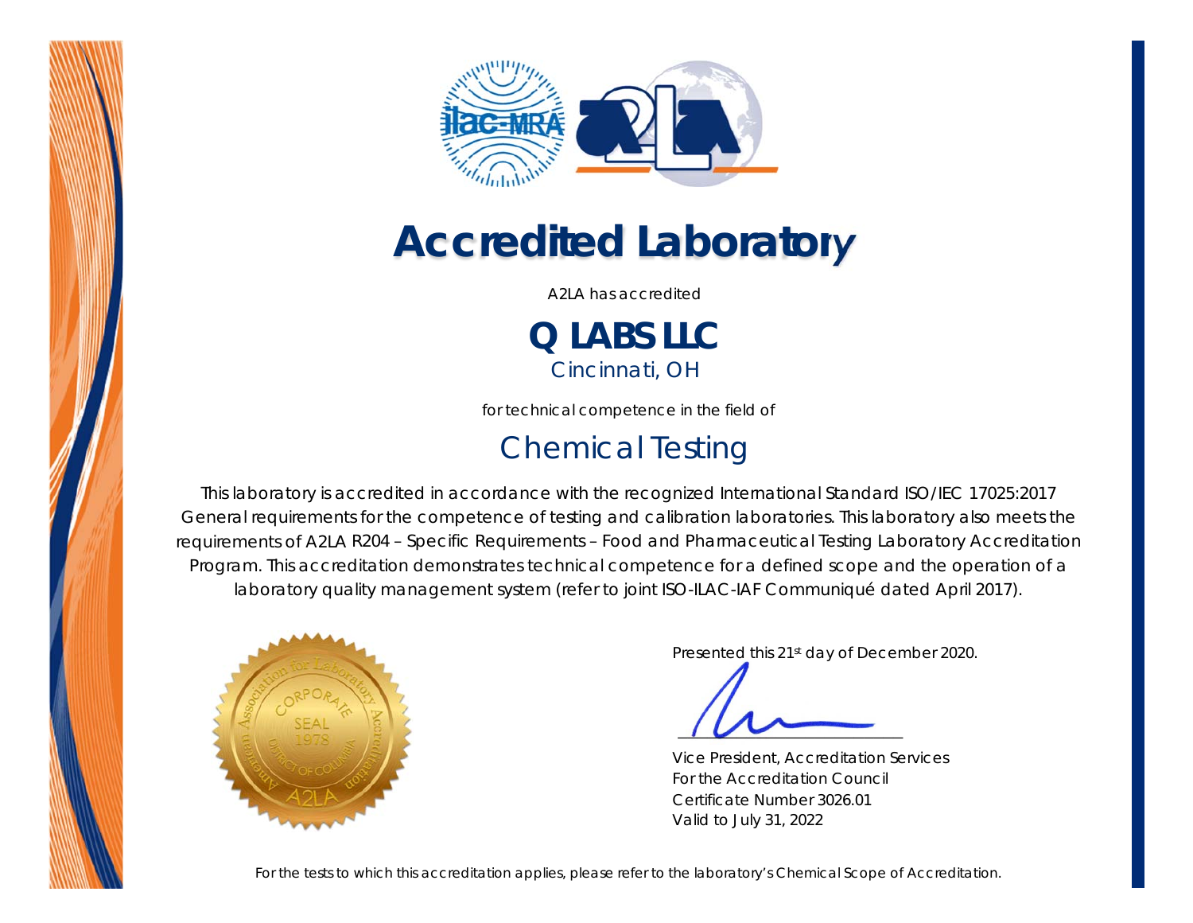# Accredited Laboratory

A2LA has accredited

## Q LABS LLC

Cincinnati, OH

for technical competence in the field of

## Chemical Testing

This laboratory is accredited in accordance with the recognized International Standard ISO/IEC 17025:2017 General requirements for the competence of testing and calibration laboratories. This laboratory also meets the requirements of A2LA R204 – Specific Requirements – Food and Pharmaceutical Testing Laboratory Accreditation Program. This accreditation demonstrates technical competence for a defined scope and the operation of a laboratory quality management system (refer to joint ISO-ILAC-IAF Communiqué dated April 2017).

Presented this 21st day of December 2020.

Vice President, Accreditation Services
For the Accreditation Council
Certificate Number 3026.01
Valid to July 31, 2022

For the tests to which this accreditation applies, please refer to the laboratory's Chemical Scope of Accreditation.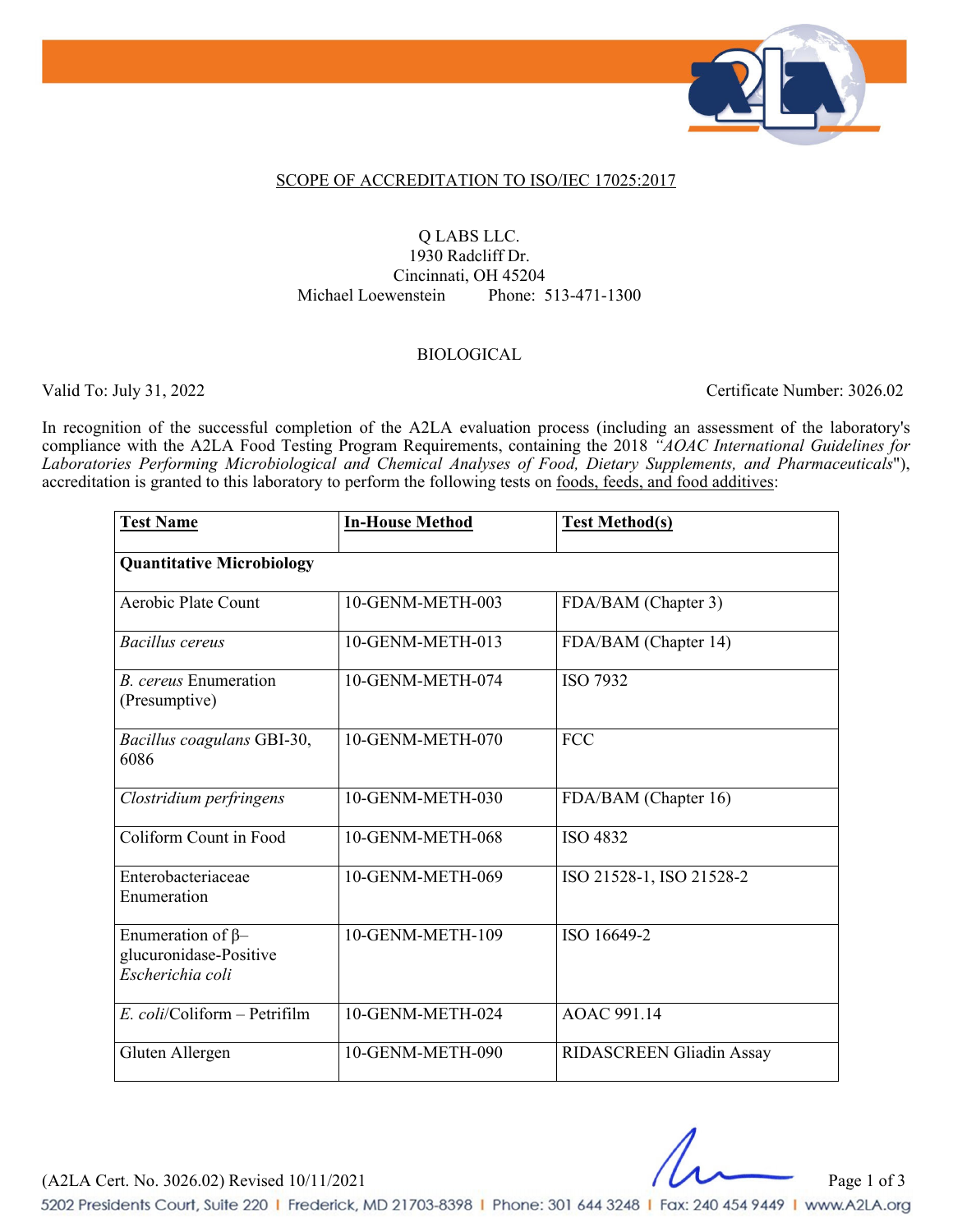SCOPE OF ACCREDITATION TO ISO/IEC 17025:2017

Q LABS LLC.
1930 Radcliff Dr.
Cincinnati, OH 45204
Michael Loewenstein Phone: 513-471-1300

BIOLOGICAL

Valid To: July 31, 2022 Certificate Number: 3026.02

In recognition of the successful completion of the A2LA evaluation process (including an assessment of the laboratory's compliance with the A2LA Food Testing Program Requirements, containing the 2018 *"AOAC International Guidelines for Laboratories Performing Microbiological and Chemical Analyses of Food, Dietary Supplements, and Pharmaceuticals*"), accreditation is granted to this laboratory to perform the following tests on foods, feeds, and food additives:

| **Test Name** | **In-House Method** | **Test Method(s)** |
|---|---|---|
| **Quantitative Microbiology** | | |
| Aerobic Plate Count | 10-GENM-METH-003 | FDA/BAM (Chapter 3) |
| *Bacillus cereus* | 10-GENM-METH-013 | FDA/BAM (Chapter 14) |
| *B. cereus* Enumeration (Presumptive) | 10-GENM-METH-074 | ISO 7932 |
| *Bacillus coagulans* GBI-30, 6086 | 10-GENM-METH-070 | FCC |
| *Clostridium perfringens* | 10-GENM-METH-030 | FDA/BAM (Chapter 16) |
| Coliform Count in Food | 10-GENM-METH-068 | ISO 4832 |
| Enterobacteriaceae Enumeration | 10-GENM-METH-069 | ISO 21528-1, ISO 21528-2 |
| Enumeration of β–glucuronidase-Positive *Escherichia coli* | 10-GENM-METH-109 | ISO 16649-2 |
| *E. coli*/Coliform – Petrifilm | 10-GENM-METH-024 | AOAC 991.14 |
| Gluten Allergen | 10-GENM-METH-090 | RIDASCREEN Gliadin Assay |

(A2LA Cert. No. 3026.02) Revised 10/11/2021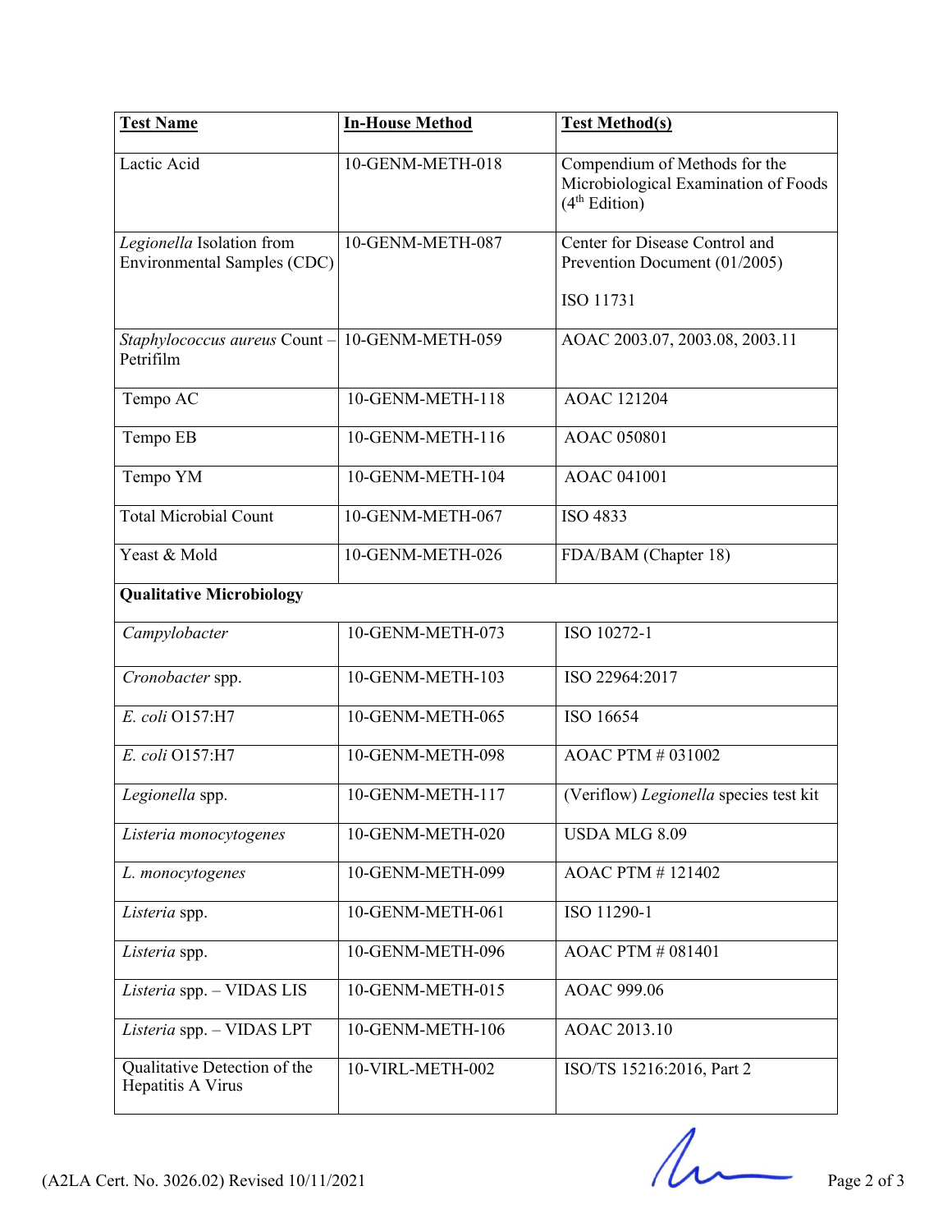| **Test Name** | **In-House Method** | **Test Method(s)** |
|---|---|---|
| Lactic Acid | 10-GENM-METH-018 | Compendium of Methods for the Microbiological Examination of Foods ($4^{th}$ Edition) |
| *Legionella* Isolation from Environmental Samples (CDC) | 10-GENM-METH-087 | Center for Disease Control and Prevention Document (01/2005)<br><br>ISO 11731 |
| *Staphylococcus aureus* Count – Petrifilm | 10-GENM-METH-059 | AOAC 2003.07, 2003.08, 2003.11 |
| Tempo AC | 10-GENM-METH-118 | AOAC 121204 |
| Tempo EB | 10-GENM-METH-116 | AOAC 050801 |
| Tempo YM | 10-GENM-METH-104 | AOAC 041001 |
| Total Microbial Count | 10-GENM-METH-067 | ISO 4833 |
| Yeast & Mold | 10-GENM-METH-026 | FDA/BAM (Chapter 18) |
| **Qualitative Microbiology** | | |
| *Campylobacter* | 10-GENM-METH-073 | ISO 10272-1 |
| *Cronobacter* spp. | 10-GENM-METH-103 | ISO 22964:2017 |
| *E. coli* O157:H7 | 10-GENM-METH-065 | ISO 16654 |
| *E. coli* O157:H7 | 10-GENM-METH-098 | AOAC PTM # 031002 |
| *Legionella* spp. | 10-GENM-METH-117 | (Veriflow) *Legionella* species test kit |
| *Listeria monocytogenes* | 10-GENM-METH-020 | USDA MLG 8.09 |
| *L. monocytogenes* | 10-GENM-METH-099 | AOAC PTM # 121402 |
| *Listeria* spp. | 10-GENM-METH-061 | ISO 11290-1 |
| *Listeria* spp. | 10-GENM-METH-096 | AOAC PTM # 081401 |
| *Listeria* spp. – VIDAS LIS | 10-GENM-METH-015 | AOAC 999.06 |
| *Listeria* spp. – VIDAS LPT | 10-GENM-METH-106 | AOAC 2013.10 |
| Qualitative Detection of the Hepatitis A Virus | 10-VIRL-METH-002 | ISO/TS 15216:2016, Part 2 |

(A2LA Cert. No. 3026.02) Revised 10/11/2021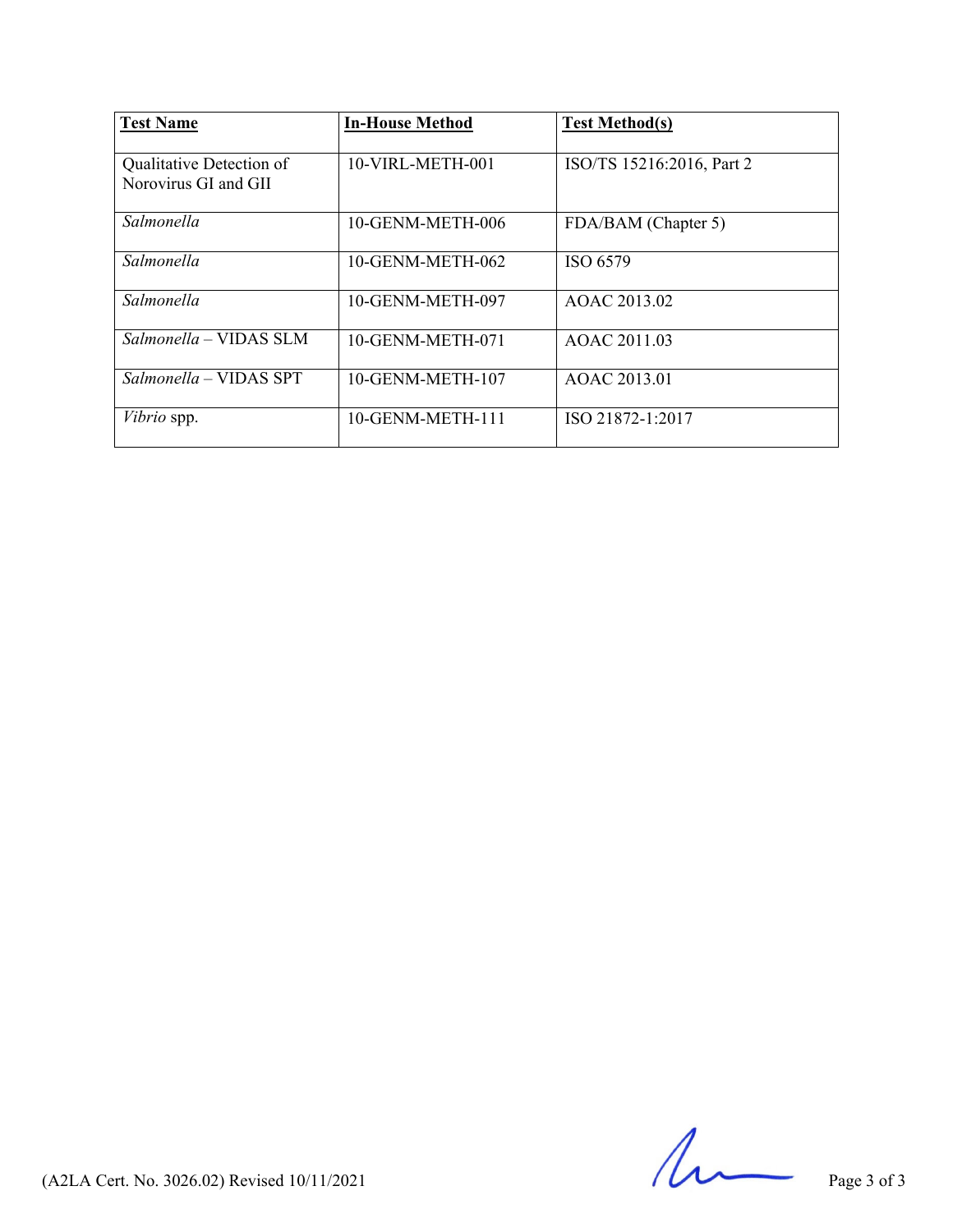| **Test Name** | **In-House Method** | **Test Method(s)** |
|---|---|---|
| Qualitative Detection of Norovirus GI and GII | 10-VIRL-METH-001 | ISO/TS 15216:2016, Part 2 |
| *Salmonella* | 10-GENM-METH-006 | FDA/BAM (Chapter 5) |
| *Salmonella* | 10-GENM-METH-062 | ISO 6579 |
| *Salmonella* | 10-GENM-METH-097 | AOAC 2013.02 |
| *Salmonella* – VIDAS SLM | 10-GENM-METH-071 | AOAC 2011.03 |
| *Salmonella* – VIDAS SPT | 10-GENM-METH-107 | AOAC 2013.01 |
| *Vibrio* spp. | 10-GENM-METH-111 | ISO 21872-1:2017 |

(A2LA Cert. No. 3026.02) Revised 10/11/2021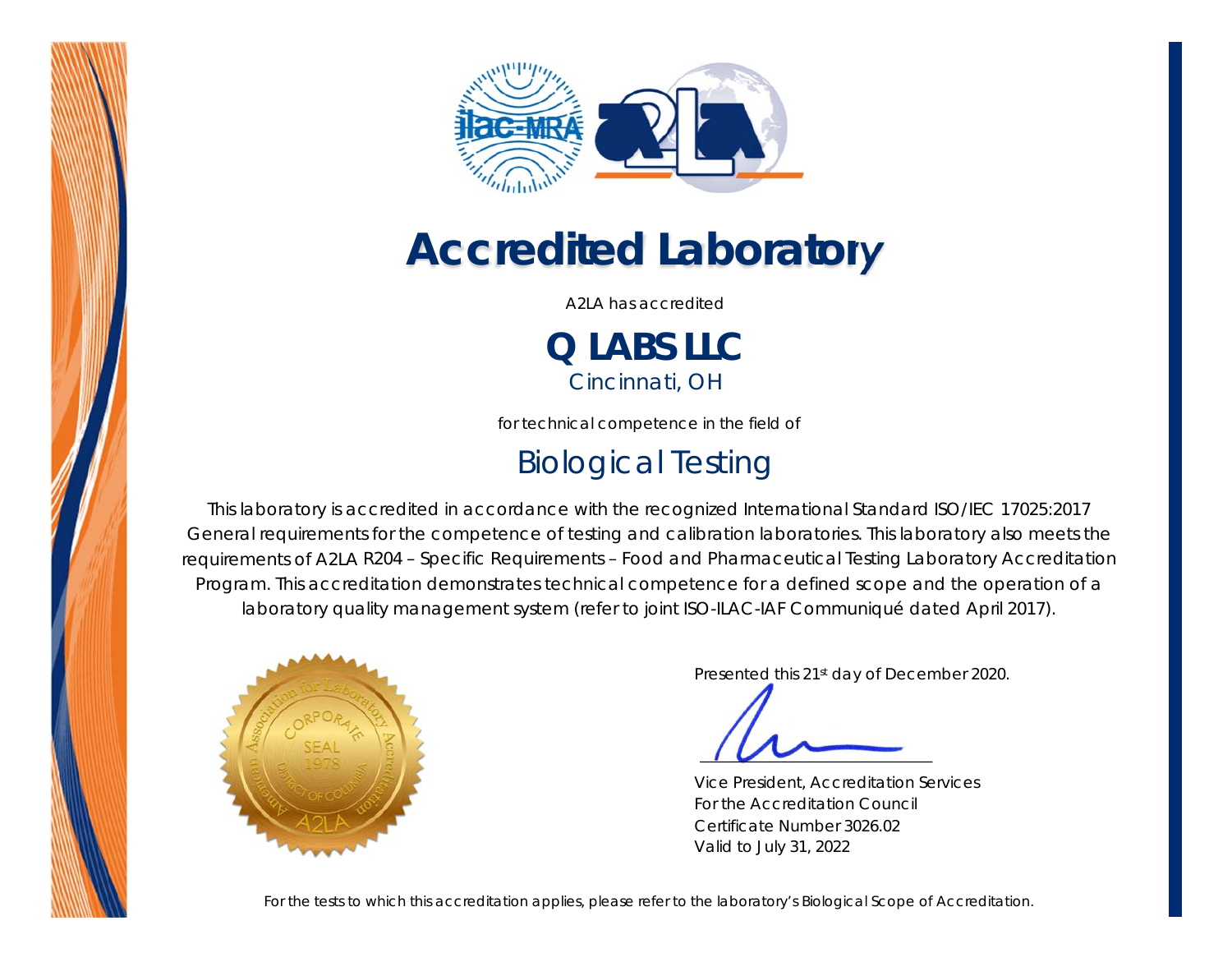# Accredited Laboratory

A2LA has accredited

## Q LABS LLC

Cincinnati, OH

for technical competence in the field of

## Biological Testing

This laboratory is accredited in accordance with the recognized International Standard ISO/IEC 17025:2017 General requirements for the competence of testing and calibration laboratories. This laboratory also meets the requirements of A2LA R204 – Specific Requirements – Food and Pharmaceutical Testing Laboratory Accreditation Program. This accreditation demonstrates technical competence for a defined scope and the operation of a laboratory quality management system (refer to joint ISO-ILAC-IAF Communiqué dated April 2017).

Presented this 21st day of December 2020.

Vice President, Accreditation Services
For the Accreditation Council
Certificate Number 3026.02
Valid to July 31, 2022

*For the tests to which this accreditation applies, please refer to the laboratory's Biological Scope of Accreditation.*